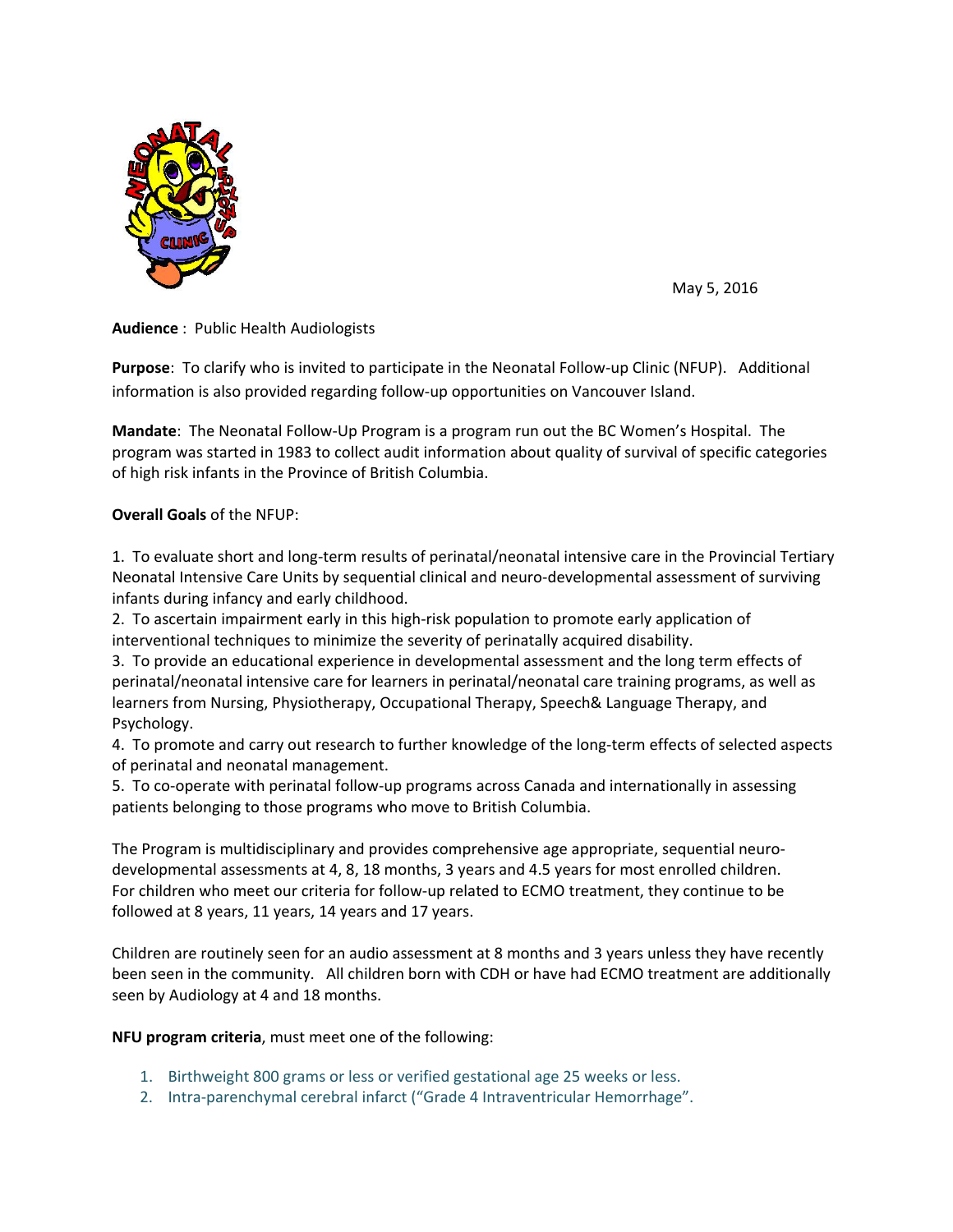May 5, 2016

**Audience** : Public Health Audiologists

**Purpose**: To clarify who is invited to participate in the Neonatal Follow-up Clinic (NFUP). Additional information is also provided regarding follow-up opportunities on Vancouver Island.

**Mandate**: The Neonatal Follow-Up Program is a program run out the BC Women's Hospital. The program was started in 1983 to collect audit information about quality of survival of specific categories of high risk infants in the Province of British Columbia.

**Overall Goals** of the NFUP:

1. To evaluate short and long-term results of perinatal/neonatal intensive care in the Provincial Tertiary Neonatal Intensive Care Units by sequential clinical and neuro-developmental assessment of surviving infants during infancy and early childhood.
2. To ascertain impairment early in this high-risk population to promote early application of interventional techniques to minimize the severity of perinatally acquired disability.
3. To provide an educational experience in developmental assessment and the long term effects of perinatal/neonatal intensive care for learners in perinatal/neonatal care training programs, as well as learners from Nursing, Physiotherapy, Occupational Therapy, Speech& Language Therapy, and Psychology.
4. To promote and carry out research to further knowledge of the long-term effects of selected aspects of perinatal and neonatal management.
5. To co-operate with perinatal follow-up programs across Canada and internationally in assessing patients belonging to those programs who move to British Columbia.

The Program is multidisciplinary and provides comprehensive age appropriate, sequential neuro-developmental assessments at 4, 8, 18 months, 3 years and 4.5 years for most enrolled children. For children who meet our criteria for follow-up related to ECMO treatment, they continue to be followed at 8 years, 11 years, 14 years and 17 years.

Children are routinely seen for an audio assessment at 8 months and 3 years unless they have recently been seen in the community. All children born with CDH or have had ECMO treatment are additionally seen by Audiology at 4 and 18 months.

**NFU program criteria**, must meet one of the following:

1. Birthweight 800 grams or less or verified gestational age 25 weeks or less.
2. Intra-parenchymal cerebral infarct ("Grade 4 Intraventricular Hemorrhage".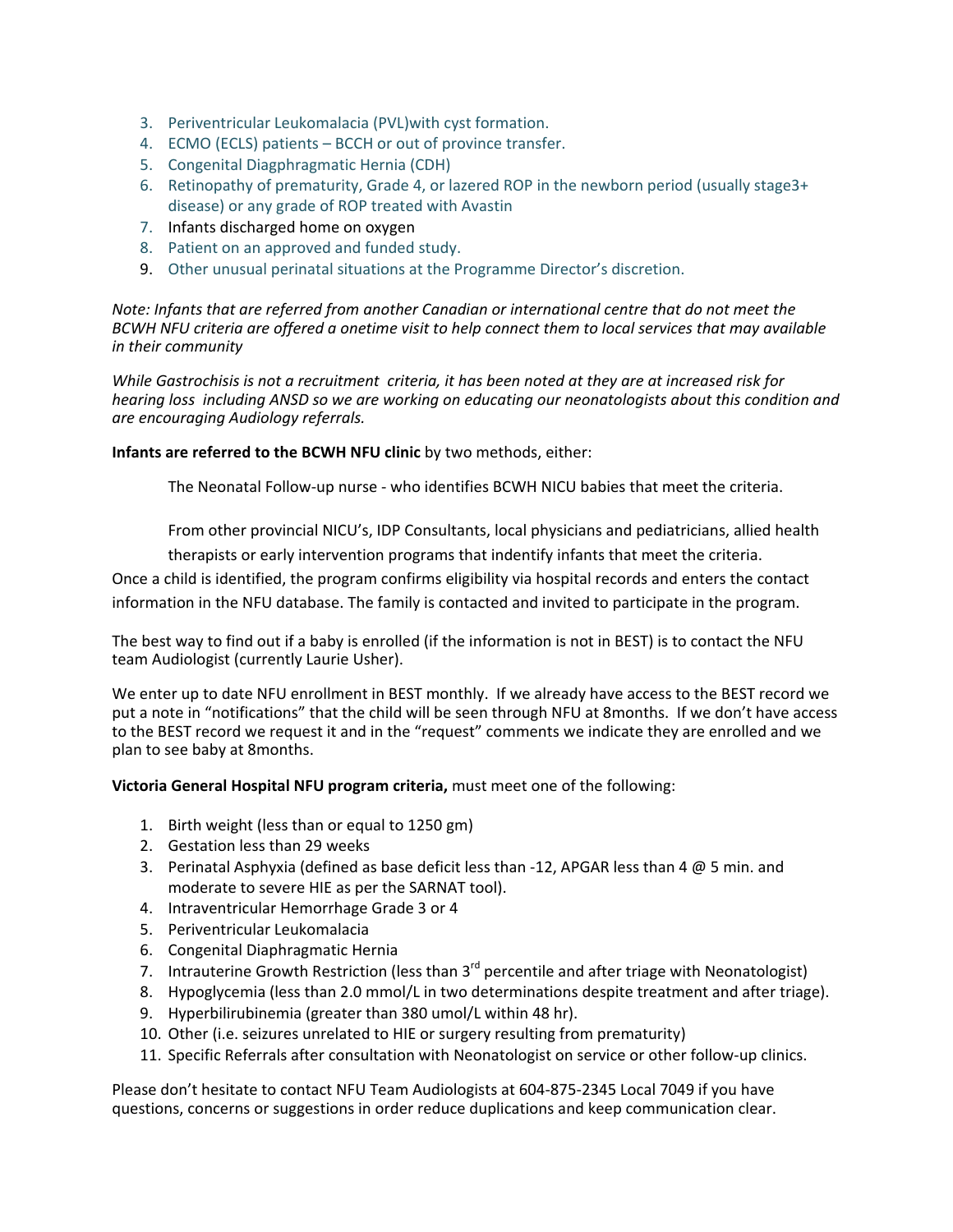3. Periventricular Leukomalacia (PVL)with cyst formation.
4. ECMO (ECLS) patients – BCCH or out of province transfer.
5. Congenital Diagphragmatic Hernia (CDH)
6. Retinopathy of prematurity, Grade 4, or lazered ROP in the newborn period (usually stage3+ disease) or any grade of ROP treated with Avastin
7. Infants discharged home on oxygen
8. Patient on an approved and funded study.
9. Other unusual perinatal situations at the Programme Director's discretion.

*Note: Infants that are referred from another Canadian or international centre that do not meet the BCWH NFU criteria are offered a onetime visit to help connect them to local services that may available in their community*

*While Gastrochisis is not a recruitment criteria, it has been noted at they are at increased risk for hearing loss including ANSD so we are working on educating our neonatologists about this condition and are encouraging Audiology referrals.*

**Infants are referred to the BCWH NFU clinic** by two methods, either:

The Neonatal Follow-up nurse - who identifies BCWH NICU babies that meet the criteria.

From other provincial NICU's, IDP Consultants, local physicians and pediatricians, allied health therapists or early intervention programs that indentify infants that meet the criteria.

Once a child is identified, the program confirms eligibility via hospital records and enters the contact information in the NFU database. The family is contacted and invited to participate in the program.

The best way to find out if a baby is enrolled (if the information is not in BEST) is to contact the NFU team Audiologist (currently Laurie Usher).

We enter up to date NFU enrollment in BEST monthly. If we already have access to the BEST record we put a note in "notifications" that the child will be seen through NFU at 8months. If we don't have access to the BEST record we request it and in the "request" comments we indicate they are enrolled and we plan to see baby at 8months.

**Victoria General Hospital NFU program criteria,** must meet one of the following:

1. Birth weight (less than or equal to 1250 gm)
2. Gestation less than 29 weeks
3. Perinatal Asphyxia (defined as base deficit less than -12, APGAR less than 4 @ 5 min. and moderate to severe HIE as per the SARNAT tool).
4. Intraventricular Hemorrhage Grade 3 or 4
5. Periventricular Leukomalacia
6. Congenital Diaphragmatic Hernia
7. Intrauterine Growth Restriction (less than 3rd percentile and after triage with Neonatologist)
8. Hypoglycemia (less than 2.0 mmol/L in two determinations despite treatment and after triage).
9. Hyperbilirubinemia (greater than 380 umol/L within 48 hr).
10. Other (i.e. seizures unrelated to HIE or surgery resulting from prematurity)
11. Specific Referrals after consultation with Neonatologist on service or other follow-up clinics.

Please don't hesitate to contact NFU Team Audiologists at 604-875-2345 Local 7049 if you have questions, concerns or suggestions in order reduce duplications and keep communication clear.